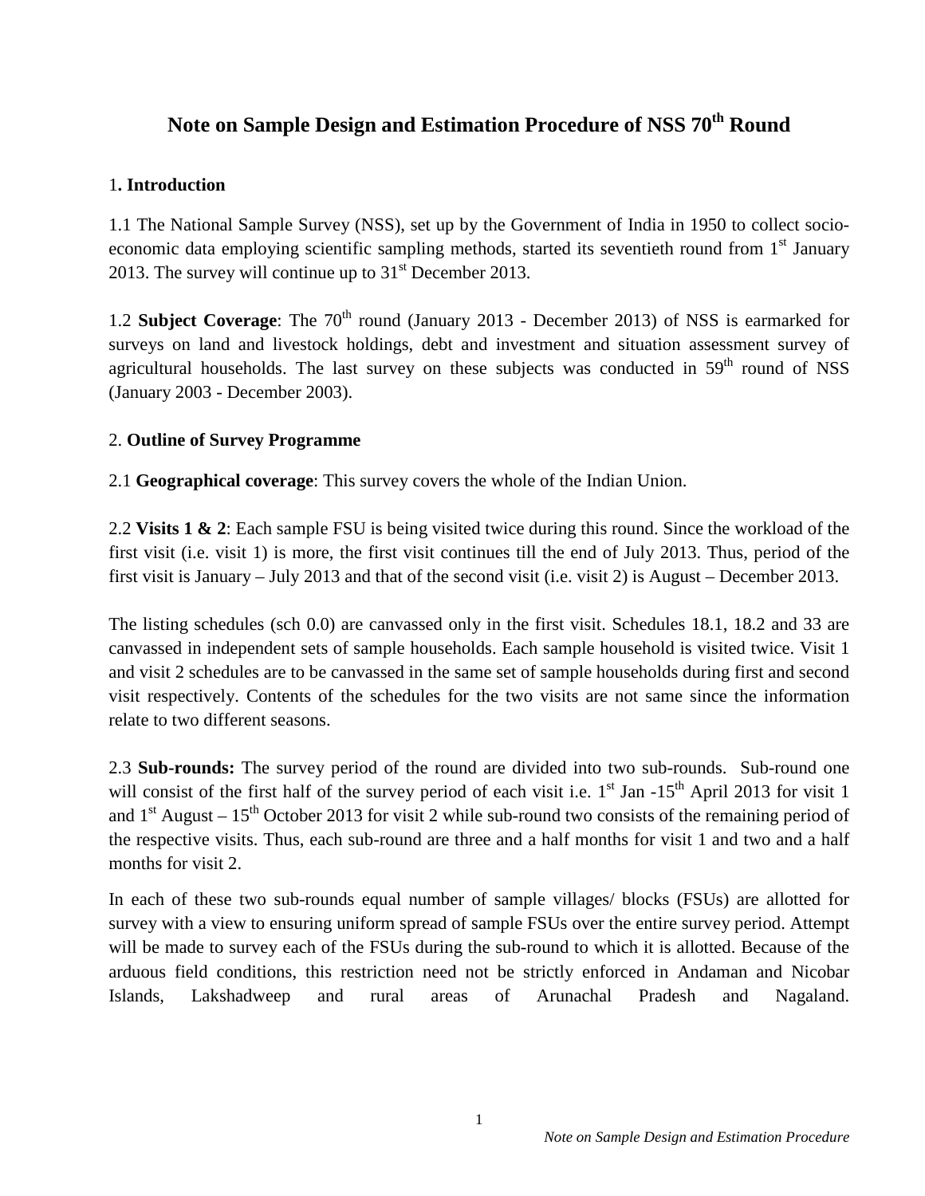# Note on Sample Design and Estimation Procedure of NSS 70th Round

## 1. Introduction

1.1 The National Sample Survey (NSS), set up by the Government of India in 1950 to collect socio-economic data employing scientific sampling methods, started its seventieth round from 1st January 2013. The survey will continue up to 31st December 2013.

1.2 **Subject Coverage**: The 70th round (January 2013 - December 2013) of NSS is earmarked for surveys on land and livestock holdings, debt and investment and situation assessment survey of agricultural households. The last survey on these subjects was conducted in 59th round of NSS (January 2003 - December 2003).

## 2. Outline of Survey Programme

2.1 **Geographical coverage**: This survey covers the whole of the Indian Union.

2.2 **Visits 1 & 2**: Each sample FSU is being visited twice during this round. Since the workload of the first visit (i.e. visit 1) is more, the first visit continues till the end of July 2013. Thus, period of the first visit is January – July 2013 and that of the second visit (i.e. visit 2) is August – December 2013.

The listing schedules (sch 0.0) are canvassed only in the first visit. Schedules 18.1, 18.2 and 33 are canvassed in independent sets of sample households. Each sample household is visited twice. Visit 1 and visit 2 schedules are to be canvassed in the same set of sample households during first and second visit respectively. Contents of the schedules for the two visits are not same since the information relate to two different seasons.

2.3 **Sub-rounds:** The survey period of the round are divided into two sub-rounds. Sub-round one will consist of the first half of the survey period of each visit i.e. 1st Jan -15th April 2013 for visit 1 and 1st August – 15th October 2013 for visit 2 while sub-round two consists of the remaining period of the respective visits. Thus, each sub-round are three and a half months for visit 1 and two and a half months for visit 2.

In each of these two sub-rounds equal number of sample villages/ blocks (FSUs) are allotted for survey with a view to ensuring uniform spread of sample FSUs over the entire survey period. Attempt will be made to survey each of the FSUs during the sub-round to which it is allotted. Because of the arduous field conditions, this restriction need not be strictly enforced in Andaman and Nicobar Islands, Lakshadweep and rural areas of Arunachal Pradesh and Nagaland.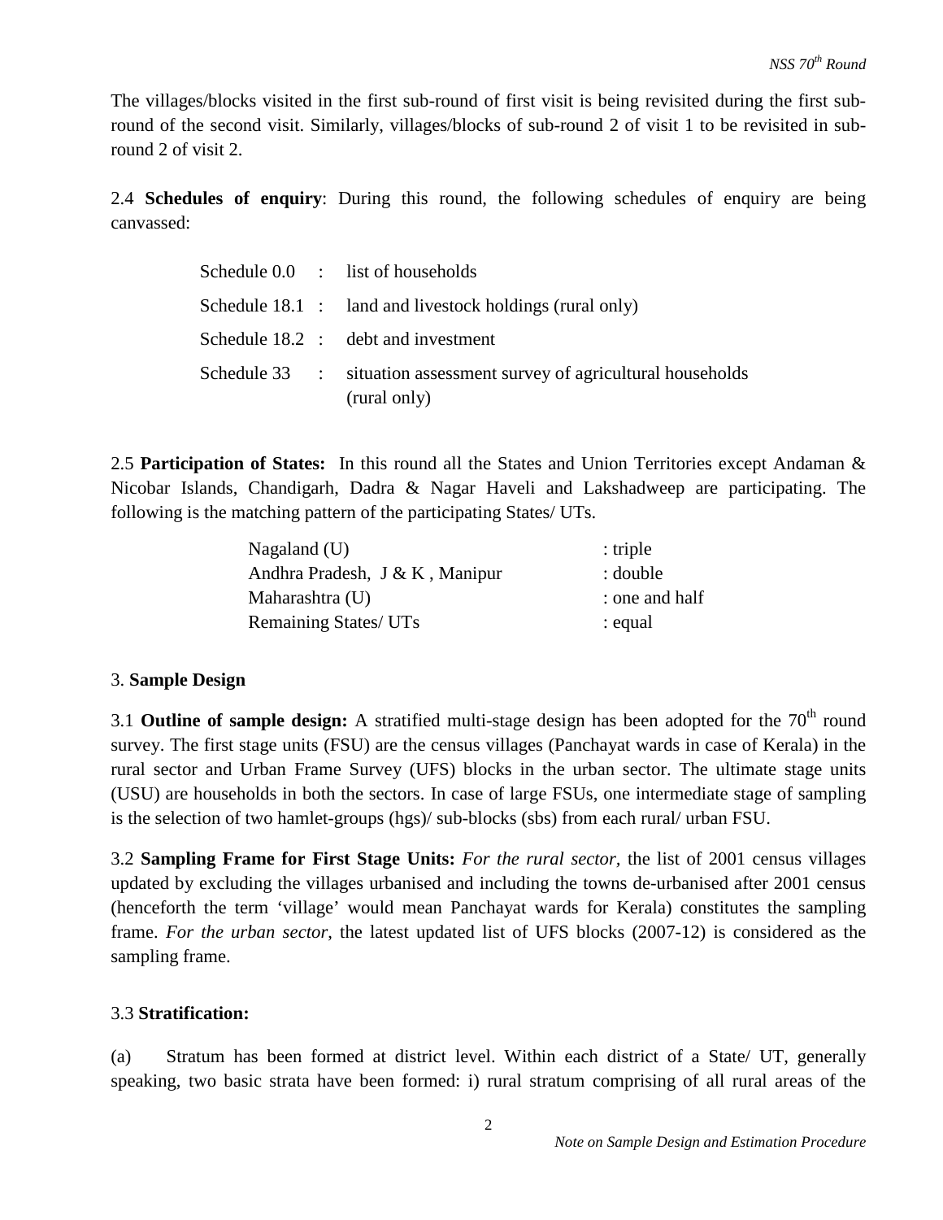The villages/blocks visited in the first sub-round of first visit is being revisited during the first sub-round of the second visit. Similarly, villages/blocks of sub-round 2 of visit 1 to be revisited in sub-round 2 of visit 2.

2.4 **Schedules of enquiry**: During this round, the following schedules of enquiry are being canvassed:

| | | |
|---|---|---|
| Schedule 0.0 | : | list of households |
| Schedule 18.1 | : | land and livestock holdings (rural only) |
| Schedule 18.2 | : | debt and investment |
| Schedule 33 | : | situation assessment survey of agricultural households (rural only) |

2.5 **Participation of States:** In this round all the States and Union Territories except Andaman & Nicobar Islands, Chandigarh, Dadra & Nagar Haveli and Lakshadweep are participating. The following is the matching pattern of the participating States/ UTs.

| | |
|---|---|
| Nagaland (U) | : triple |
| Andhra Pradesh, J & K , Manipur | : double |
| Maharashtra (U) | : one and half |
| Remaining States/ UTs | : equal |

## 3. **Sample Design**

3.1 **Outline of sample design:** A stratified multi-stage design has been adopted for the 70th round survey. The first stage units (FSU) are the census villages (Panchayat wards in case of Kerala) in the rural sector and Urban Frame Survey (UFS) blocks in the urban sector. The ultimate stage units (USU) are households in both the sectors. In case of large FSUs, one intermediate stage of sampling is the selection of two hamlet-groups (hgs)/ sub-blocks (sbs) from each rural/ urban FSU.

3.2 **Sampling Frame for First Stage Units:** *For the rural sector*, the list of 2001 census villages updated by excluding the villages urbanised and including the towns de-urbanised after 2001 census (henceforth the term 'village' would mean Panchayat wards for Kerala) constitutes the sampling frame. *For the urban sector*, the latest updated list of UFS blocks (2007-12) is considered as the sampling frame.

### 3.3 **Stratification:**

(a) Stratum has been formed at district level. Within each district of a State/ UT, generally speaking, two basic strata have been formed: i) rural stratum comprising of all rural areas of the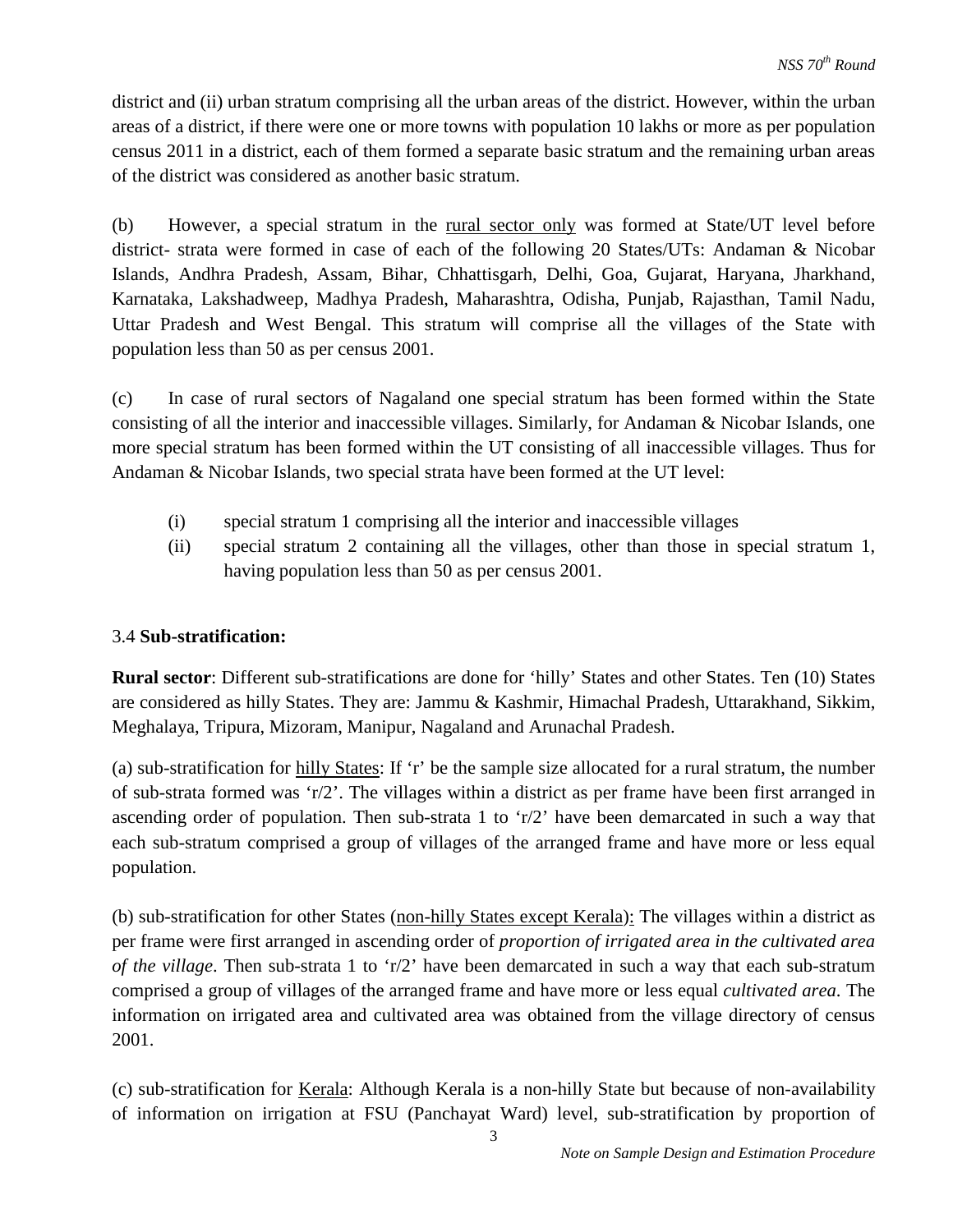district and (ii) urban stratum comprising all the urban areas of the district. However, within the urban areas of a district, if there were one or more towns with population 10 lakhs or more as per population census 2011 in a district, each of them formed a separate basic stratum and the remaining urban areas of the district was considered as another basic stratum.

(b) However, a special stratum in the rural sector only was formed at State/UT level before district- strata were formed in case of each of the following 20 States/UTs: Andaman & Nicobar Islands, Andhra Pradesh, Assam, Bihar, Chhattisgarh, Delhi, Goa, Gujarat, Haryana, Jharkhand, Karnataka, Lakshadweep, Madhya Pradesh, Maharashtra, Odisha, Punjab, Rajasthan, Tamil Nadu, Uttar Pradesh and West Bengal. This stratum will comprise all the villages of the State with population less than 50 as per census 2001.

(c) In case of rural sectors of Nagaland one special stratum has been formed within the State consisting of all the interior and inaccessible villages. Similarly, for Andaman & Nicobar Islands, one more special stratum has been formed within the UT consisting of all inaccessible villages. Thus for Andaman & Nicobar Islands, two special strata have been formed at the UT level:

(i) special stratum 1 comprising all the interior and inaccessible villages
(ii) special stratum 2 containing all the villages, other than those in special stratum 1, having population less than 50 as per census 2001.

### 3.4 **Sub-stratification:**

**Rural sector**: Different sub-stratifications are done for 'hilly' States and other States. Ten (10) States are considered as hilly States. They are: Jammu & Kashmir, Himachal Pradesh, Uttarakhand, Sikkim, Meghalaya, Tripura, Mizoram, Manipur, Nagaland and Arunachal Pradesh.

(a) sub-stratification for hilly States: If 'r' be the sample size allocated for a rural stratum, the number of sub-strata formed was 'r/2'. The villages within a district as per frame have been first arranged in ascending order of population. Then sub-strata 1 to 'r/2' have been demarcated in such a way that each sub-stratum comprised a group of villages of the arranged frame and have more or less equal population.

(b) sub-stratification for other States (non-hilly States except Kerala): The villages within a district as per frame were first arranged in ascending order of *proportion of irrigated area in the cultivated area of the village*. Then sub-strata 1 to 'r/2' have been demarcated in such a way that each sub-stratum comprised a group of villages of the arranged frame and have more or less equal *cultivated area*. The information on irrigated area and cultivated area was obtained from the village directory of census 2001.

(c) sub-stratification for Kerala: Although Kerala is a non-hilly State but because of non-availability of information on irrigation at FSU (Panchayat Ward) level, sub-stratification by proportion of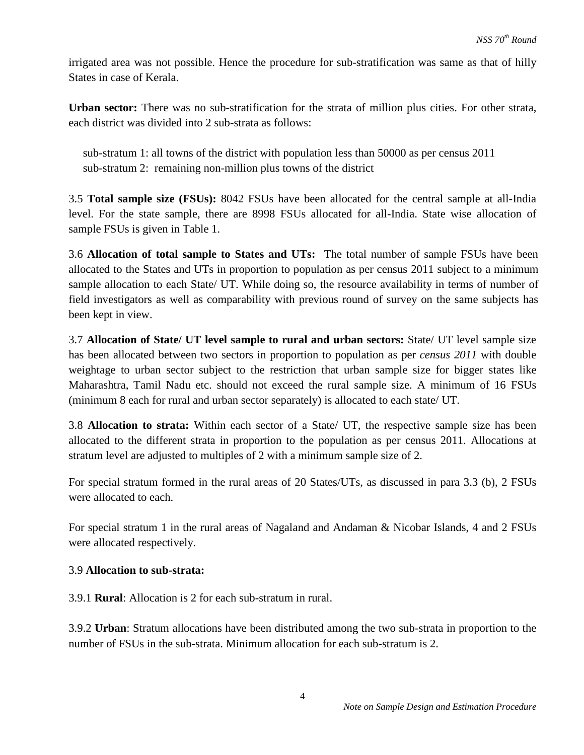irrigated area was not possible. Hence the procedure for sub-stratification was same as that of hilly States in case of Kerala.

**Urban sector:** There was no sub-stratification for the strata of million plus cities. For other strata, each district was divided into 2 sub-strata as follows:

sub-stratum 1: all towns of the district with population less than 50000 as per census 2011
sub-stratum 2: remaining non-million plus towns of the district

3.5 **Total sample size (FSUs):** 8042 FSUs have been allocated for the central sample at all-India level. For the state sample, there are 8998 FSUs allocated for all-India. State wise allocation of sample FSUs is given in Table 1.

3.6 **Allocation of total sample to States and UTs:** The total number of sample FSUs have been allocated to the States and UTs in proportion to population as per census 2011 subject to a minimum sample allocation to each State/ UT. While doing so, the resource availability in terms of number of field investigators as well as comparability with previous round of survey on the same subjects has been kept in view.

3.7 **Allocation of State/ UT level sample to rural and urban sectors:** State/ UT level sample size has been allocated between two sectors in proportion to population as per *census 2011* with double weightage to urban sector subject to the restriction that urban sample size for bigger states like Maharashtra, Tamil Nadu etc. should not exceed the rural sample size. A minimum of 16 FSUs (minimum 8 each for rural and urban sector separately) is allocated to each state/ UT.

3.8 **Allocation to strata:** Within each sector of a State/ UT, the respective sample size has been allocated to the different strata in proportion to the population as per census 2011. Allocations at stratum level are adjusted to multiples of 2 with a minimum sample size of 2.

For special stratum formed in the rural areas of 20 States/UTs, as discussed in para 3.3 (b), 2 FSUs were allocated to each.

For special stratum 1 in the rural areas of Nagaland and Andaman & Nicobar Islands, 4 and 2 FSUs were allocated respectively.

3.9 **Allocation to sub-strata:**

3.9.1 **Rural**: Allocation is 2 for each sub-stratum in rural.

3.9.2 **Urban**: Stratum allocations have been distributed among the two sub-strata in proportion to the number of FSUs in the sub-strata. Minimum allocation for each sub-stratum is 2.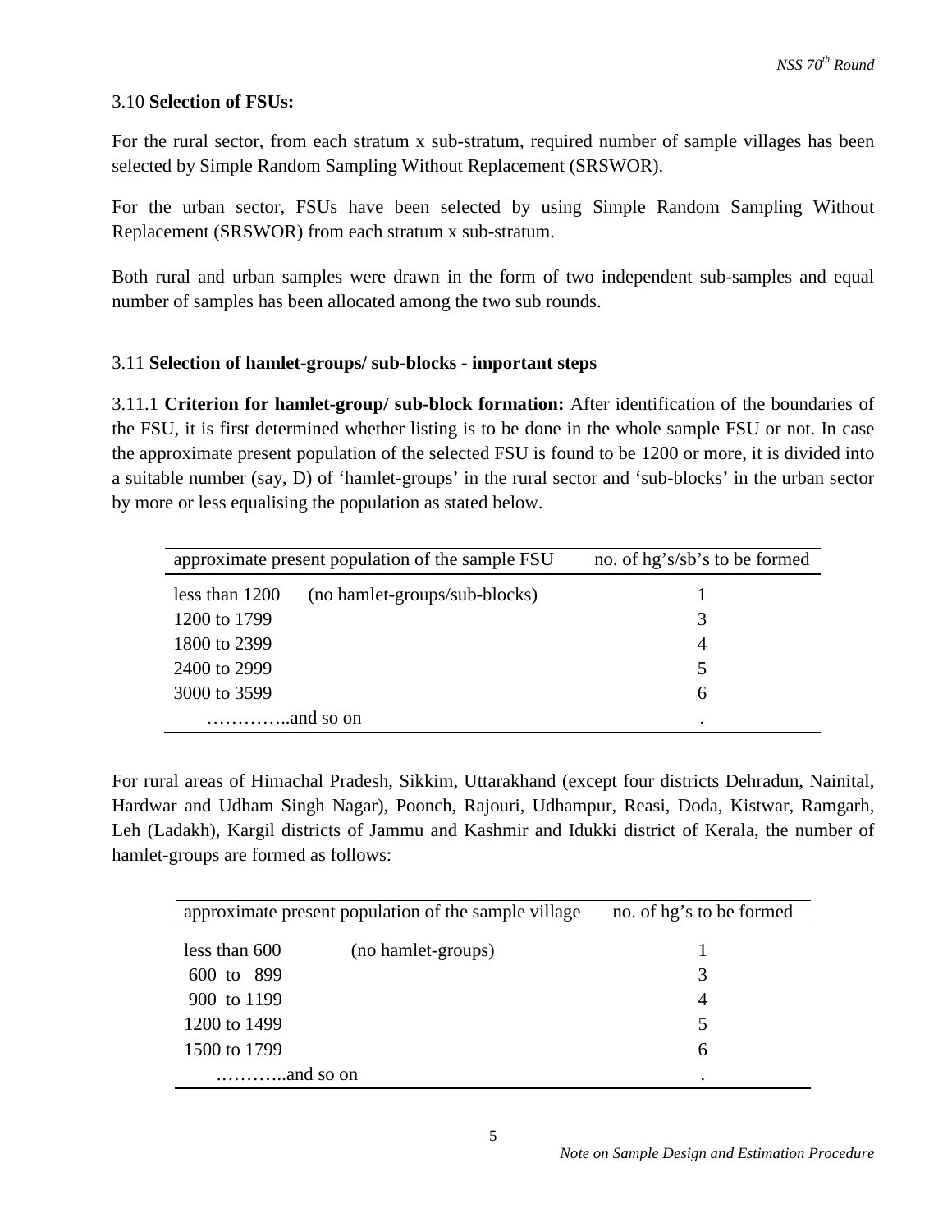### 3.10 **Selection of FSUs:**

For the rural sector, from each stratum x sub-stratum, required number of sample villages has been selected by Simple Random Sampling Without Replacement (SRSWOR).

For the urban sector, FSUs have been selected by using Simple Random Sampling Without Replacement (SRSWOR) from each stratum x sub-stratum.

Both rural and urban samples were drawn in the form of two independent sub-samples and equal number of samples has been allocated among the two sub rounds.

### 3.11 **Selection of hamlet-groups/ sub-blocks - important steps**

3.11.1 **Criterion for hamlet-group/ sub-block formation:** After identification of the boundaries of the FSU, it is first determined whether listing is to be done in the whole sample FSU or not. In case the approximate present population of the selected FSU is found to be 1200 or more, it is divided into a suitable number (say, D) of 'hamlet-groups' in the rural sector and 'sub-blocks' in the urban sector by more or less equalising the population as stated below.

| approximate present population of the sample FSU | no. of hg's/sb's to be formed |
|---|---|
| less than 1200 (no hamlet-groups/sub-blocks) | 1 |
| 1200 to 1799 | 3 |
| 1800 to 2399 | 4 |
| 2400 to 2999 | 5 |
| 3000 to 3599 | 6 |
| …………..and so on | . |

For rural areas of Himachal Pradesh, Sikkim, Uttarakhand (except four districts Dehradun, Nainital, Hardwar and Udham Singh Nagar), Poonch, Rajouri, Udhampur, Reasi, Doda, Kistwar, Ramgarh, Leh (Ladakh), Kargil districts of Jammu and Kashmir and Idukki district of Kerala, the number of hamlet-groups are formed as follows:

| approximate present population of the sample village | no. of hg's to be formed |
|---|---|
| less than 600 (no hamlet-groups) | 1 |
| 600 to 899 | 3 |
| 900 to 1199 | 4 |
| 1200 to 1499 | 5 |
| 1500 to 1799 | 6 |
| .………..and so on | . |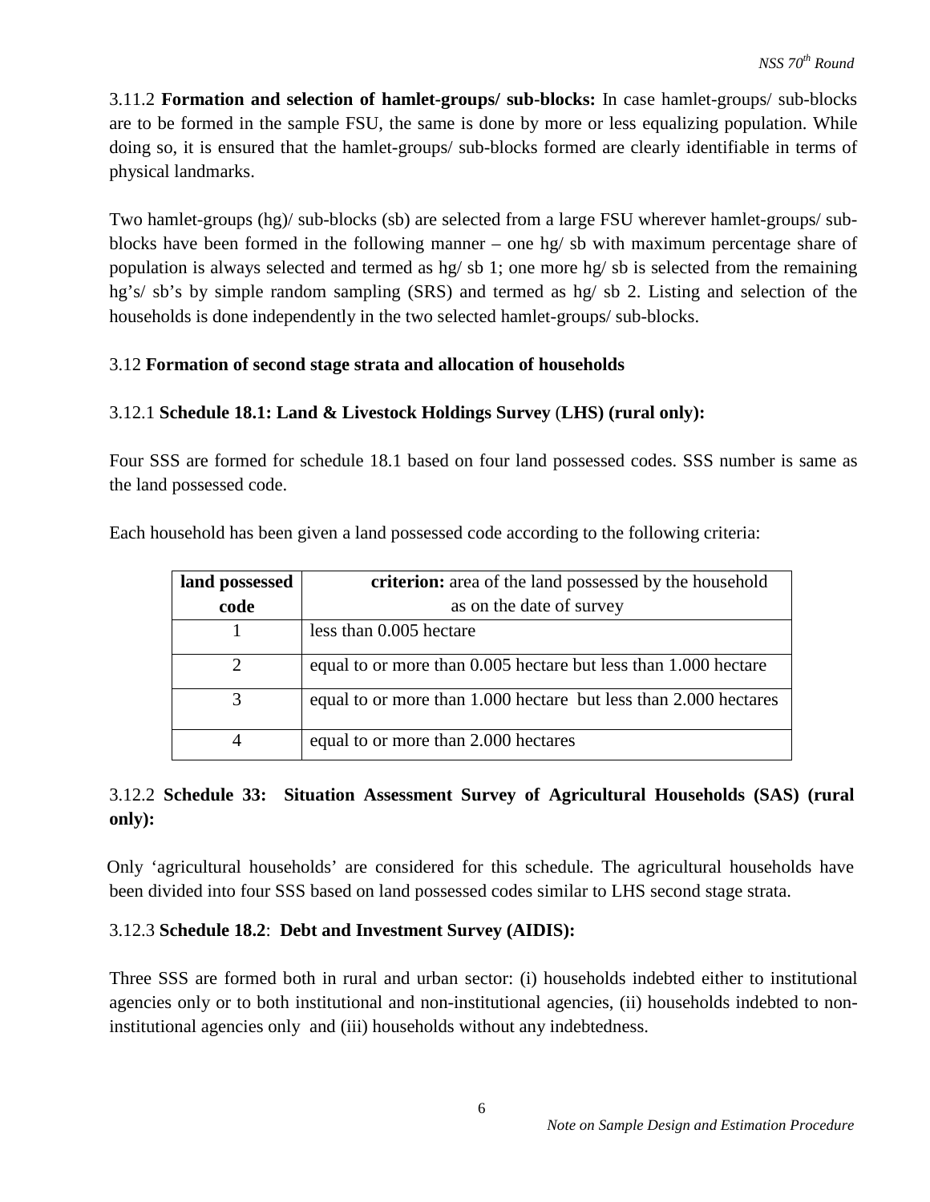3.11.2 **Formation and selection of hamlet-groups/ sub-blocks:** In case hamlet-groups/ sub-blocks are to be formed in the sample FSU, the same is done by more or less equalizing population. While doing so, it is ensured that the hamlet-groups/ sub-blocks formed are clearly identifiable in terms of physical landmarks.

Two hamlet-groups (hg)/ sub-blocks (sb) are selected from a large FSU wherever hamlet-groups/ sub-blocks have been formed in the following manner – one hg/ sb with maximum percentage share of population is always selected and termed as hg/ sb 1; one more hg/ sb is selected from the remaining hg's/ sb's by simple random sampling (SRS) and termed as hg/ sb 2. Listing and selection of the households is done independently in the two selected hamlet-groups/ sub-blocks.

### 3.12 Formation of second stage strata and allocation of households

#### 3.12.1 Schedule 18.1: Land & Livestock Holdings Survey (LHS) (rural only):

Four SSS are formed for schedule 18.1 based on four land possessed codes. SSS number is same as the land possessed code.

Each household has been given a land possessed code according to the following criteria:

| land possessed code | **criterion:** area of the land possessed by the household as on the date of survey |
|---|---|
| 1 | less than 0.005 hectare |
| 2 | equal to or more than 0.005 hectare but less than 1.000 hectare |
| 3 | equal to or more than 1.000 hectare but less than 2.000 hectares |
| 4 | equal to or more than 2.000 hectares |

#### 3.12.2 Schedule 33: Situation Assessment Survey of Agricultural Households (SAS) (rural only):

Only 'agricultural households' are considered for this schedule. The agricultural households have been divided into four SSS based on land possessed codes similar to LHS second stage strata.

#### 3.12.3 Schedule 18.2: Debt and Investment Survey (AIDIS):

Three SSS are formed both in rural and urban sector: (i) households indebted either to institutional agencies only or to both institutional and non-institutional agencies, (ii) households indebted to non-institutional agencies only and (iii) households without any indebtedness.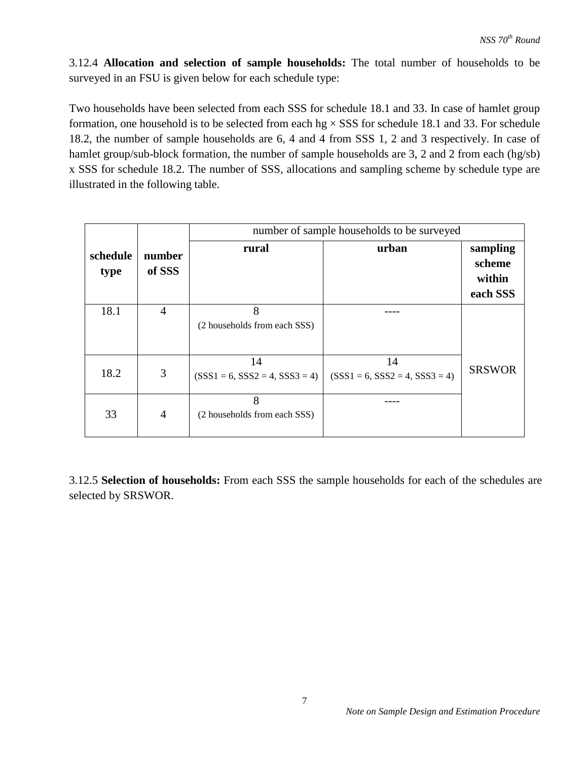3.12.4 **Allocation and selection of sample households:** The total number of households to be surveyed in an FSU is given below for each schedule type:

Two households have been selected from each SSS for schedule 18.1 and 33. In case of hamlet group formation, one household is to be selected from each hg × SSS for schedule 18.1 and 33. For schedule 18.2, the number of sample households are 6, 4 and 4 from SSS 1, 2 and 3 respectively. In case of hamlet group/sub-block formation, the number of sample households are 3, 2 and 2 from each (hg/sb) x SSS for schedule 18.2. The number of SSS, allocations and sampling scheme by schedule type are illustrated in the following table.

| **schedule type** | **number of SSS** | number of sample households to be surveyed | | |
|---|---|---|---|---|
| | | **rural** | **urban** | **sampling scheme within each SSS** |
| 18.1 | 4 | 8 (2 households from each SSS) | ---- | SRSWOR |
| 18.2 | 3 | 14 (SSS1 = 6, SSS2 = 4, SSS3 = 4) | 14 (SSS1 = 6, SSS2 = 4, SSS3 = 4) | |
| 33 | 4 | 8 (2 households from each SSS) | ---- | |

3.12.5 **Selection of households:** From each SSS the sample households for each of the schedules are selected by SRSWOR.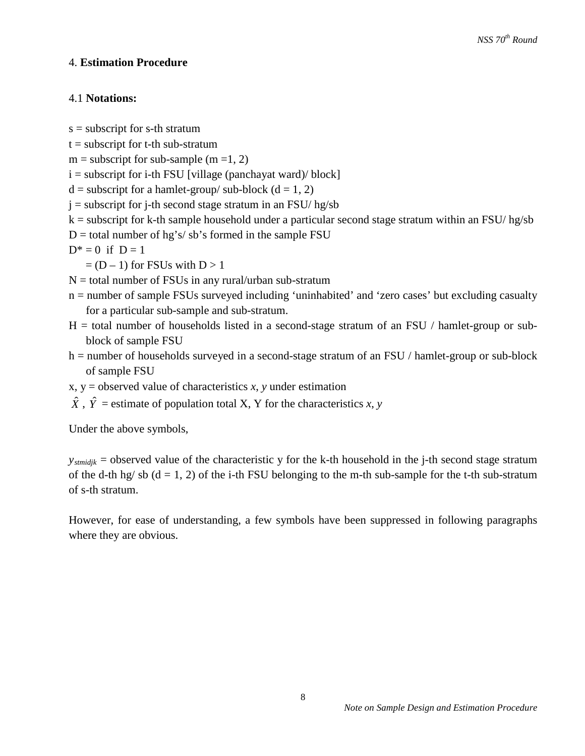## 4. Estimation Procedure

### 4.1 Notations:

s = subscript for s-th stratum

t = subscript for t-th sub-stratum

m = subscript for sub-sample (m =1, 2)

i = subscript for i-th FSU [village (panchayat ward)/ block]

d = subscript for a hamlet-group/ sub-block (d = 1, 2)

j = subscript for j-th second stage stratum in an FSU/ hg/sb

k = subscript for k-th sample household under a particular second stage stratum within an FSU/ hg/sb

D = total number of hg's/ sb's formed in the sample FSU

$D^* = 0$ if $D = 1$

$= (D – 1)$ for FSUs with $D > 1$

N = total number of FSUs in any rural/urban sub-stratum

n = number of sample FSUs surveyed including 'uninhabited' and 'zero cases' but excluding casualty for a particular sub-sample and sub-stratum.

H = total number of households listed in a second-stage stratum of an FSU / hamlet-group or sub-block of sample FSU

h = number of households surveyed in a second-stage stratum of an FSU / hamlet-group or sub-block of sample FSU

x, y = observed value of characteristics *x, y* under estimation

$\hat{X}$ , $\hat{Y}$ = estimate of population total X, Y for the characteristics *x, y*

Under the above symbols,

$y_{stmidjk}$ = observed value of the characteristic y for the k-th household in the j-th second stage stratum of the d-th hg/ sb (d = 1, 2) of the i-th FSU belonging to the m-th sub-sample for the t-th sub-stratum of s-th stratum.

However, for ease of understanding, a few symbols have been suppressed in following paragraphs where they are obvious.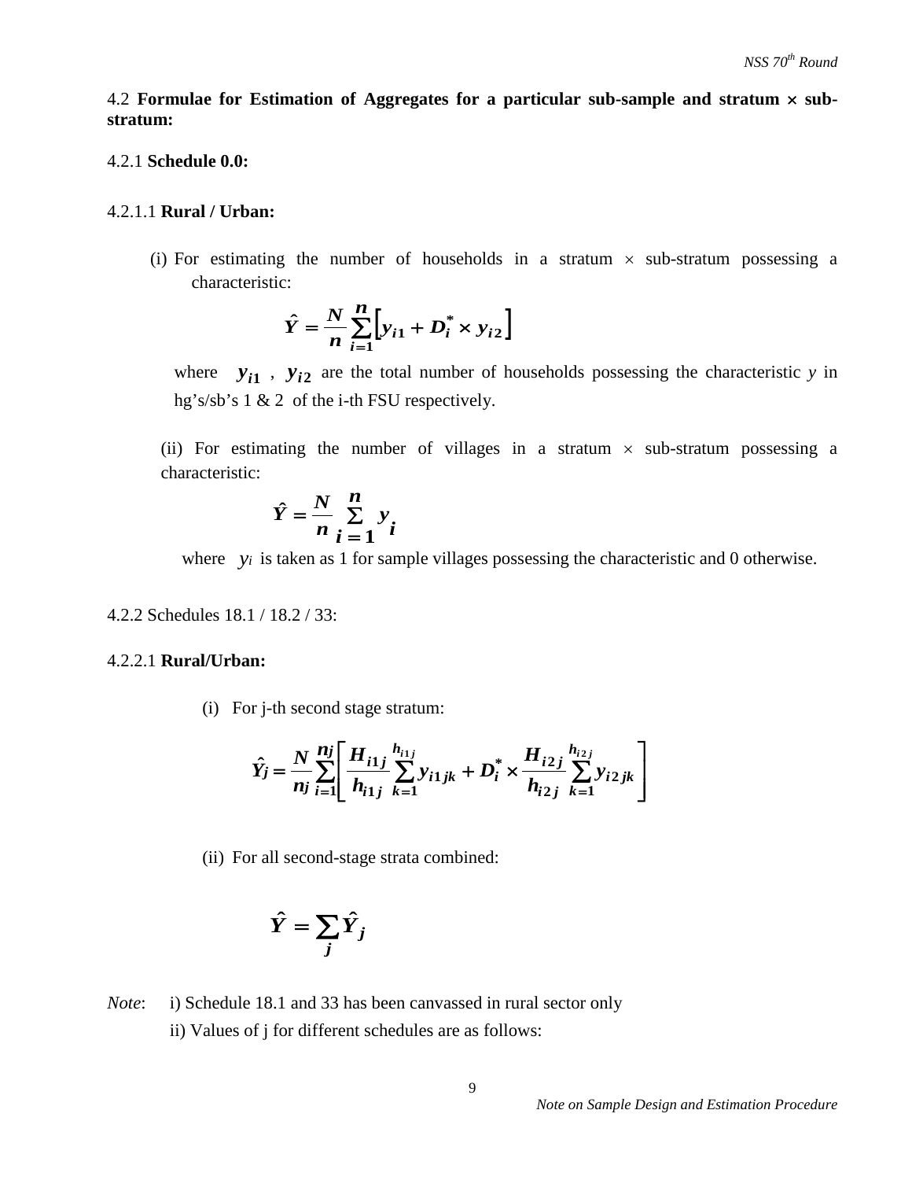4.2 **Formulae for Estimation of Aggregates for a particular sub-sample and stratum × sub-stratum:**

4.2.1 **Schedule 0.0:**

4.2.1.1 **Rural / Urban:**

(i) For estimating the number of households in a stratum × sub-stratum possessing a characteristic:

$$\hat{Y} = \frac{N}{n}\sum_{i=1}^{n}\left[y_{i1} + D_i^{*} \times y_{i2}\right]$$

where $y_{i1}$ , $y_{i2}$ are the total number of households possessing the characteristic $y$ in hg's/s/sb's 1 & 2 of the i-th FSU respectively.

(ii) For estimating the number of villages in a stratum × sub-stratum possessing a characteristic:

$$\hat{Y} = \frac{N}{n}\sum_{i=1}^{n} y_i$$

where $y_i$ is taken as 1 for sample villages possessing the characteristic and 0 otherwise.

4.2.2 Schedules 18.1 / 18.2 / 33:

4.2.2.1 **Rural/Urban:**

(i) For j-th second stage stratum:

$$\hat{Y}_j = \frac{N}{n_j}\sum_{i=1}^{n_j}\left[\frac{H_{i1j}}{h_{i1j}}\sum_{k=1}^{h_{i1j}} y_{i1jk} + D_i^{*} \times \frac{H_{i2j}}{h_{i2j}}\sum_{k=1}^{h_{i2j}} y_{i2jk}\right]$$

(ii) For all second-stage strata combined:

$$\hat{Y} = \sum_j \hat{Y}_j$$

*Note*: i) Schedule 18.1 and 33 has been canvassed in rural sector only

ii) Values of j for different schedules are as follows: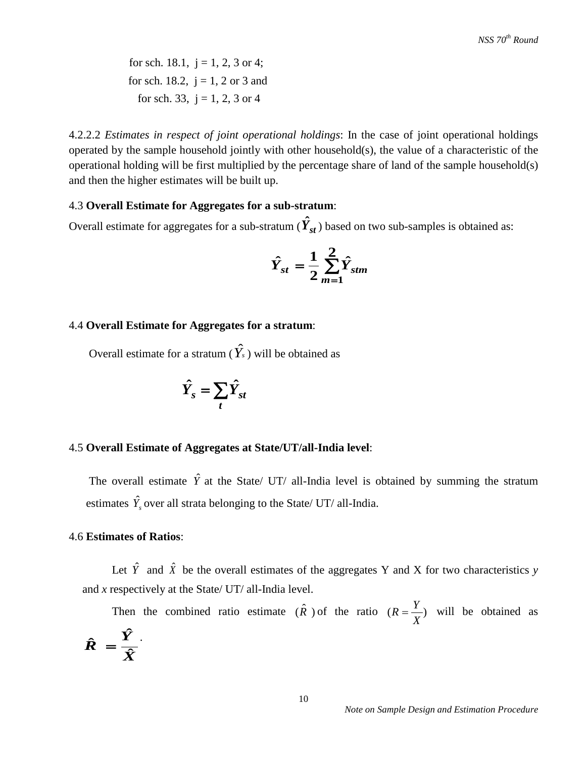for sch. 18.1, j = 1, 2, 3 or 4;
for sch. 18.2, j = 1, 2 or 3 and
for sch. 33, j = 1, 2, 3 or 4

4.2.2.2 *Estimates in respect of joint operational holdings*: In the case of joint operational holdings operated by the sample household jointly with other household(s), the value of a characteristic of the operational holding will be first multiplied by the percentage share of land of the sample household(s) and then the higher estimates will be built up.

4.3 **Overall Estimate for Aggregates for a sub-stratum**:

Overall estimate for aggregates for a sub-stratum ($\hat{Y}_{st}$) based on two sub-samples is obtained as:

$$\hat{Y}_{st} = \frac{1}{2}\sum_{m=1}^{2}\hat{Y}_{stm}$$

4.4 **Overall Estimate for Aggregates for a stratum**:

Overall estimate for a stratum ($\hat{Y}_s$) will be obtained as

$$\hat{Y}_s = \sum_{t}\hat{Y}_{st}$$

4.5 **Overall Estimate of Aggregates at State/UT/all-India level**:

The overall estimate $\hat{Y}$ at the State/ UT/ all-India level is obtained by summing the stratum estimates $\hat{Y}_s$ over all strata belonging to the State/ UT/ all-India.

4.6 **Estimates of Ratios**:

Let $\hat{Y}$ and $\hat{X}$ be the overall estimates of the aggregates Y and X for two characteristics *y* and *x* respectively at the State/ UT/ all-India level.

Then the combined ratio estimate ($\hat{R}$) of the ratio ($R = \frac{Y}{X}$) will be obtained as $\hat{R} = \frac{\hat{Y}}{\hat{X}}$.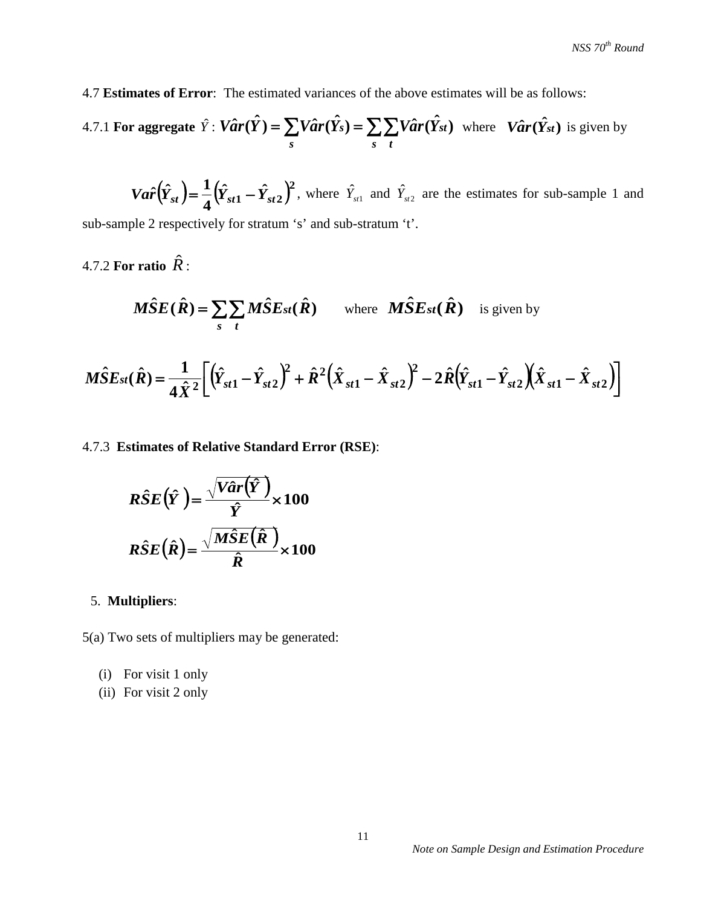4.7 **Estimates of Error**: The estimated variances of the above estimates will be as follows:

4.7.1 **For aggregate** $\hat{Y}$ : $\hat{Var}(\hat{Y}) = \sum_{s} \hat{Var}(\hat{Y}_s) = \sum_{s} \sum_{t} \hat{Var}(\hat{Y}_{st})$ where $\hat{Var}(\hat{Y}_{st})$ is given by

$$\hat{Var}\left(\hat{Y}_{st}\right) = \frac{1}{4}\left(\hat{Y}_{st1} - \hat{Y}_{st2}\right)^2$$

where $\hat{Y}_{st1}$ and $\hat{Y}_{st2}$ are the estimates for sub-sample 1 and sub-sample 2 respectively for stratum 's' and sub-stratum 't'.

4.7.2 **For ratio** $\hat{R}$ :

$$\hat{MSE}(\hat{R}) = \sum_{s} \sum_{t} \hat{MSE}_{st}(\hat{R})$$

where $\hat{MSE}_{st}(\hat{R})$ is given by

$$\hat{MSE}_{st}(\hat{R}) = \frac{1}{4\hat{X}^2}\left[\left(\hat{Y}_{st1} - \hat{Y}_{st2}\right)^2 + \hat{R}^2\left(\hat{X}_{st1} - \hat{X}_{st2}\right)^2 - 2\hat{R}\left(\hat{Y}_{st1} - \hat{Y}_{st2}\right)\left(\hat{X}_{st1} - \hat{X}_{st2}\right)\right]$$

4.7.3 **Estimates of Relative Standard Error (RSE)**:

$$\hat{RSE}\left(\hat{Y}\right) = \frac{\sqrt{\hat{Var}\left(\hat{Y}\right)}}{\hat{Y}} \times 100$$

$$\hat{RSE}\left(\hat{R}\right) = \frac{\sqrt{\hat{MSE}\left(\hat{R}\right)}}{\hat{R}} \times 100$$

5. **Multipliers**:

5(a) Two sets of multipliers may be generated:

(i) For visit 1 only
(ii) For visit 2 only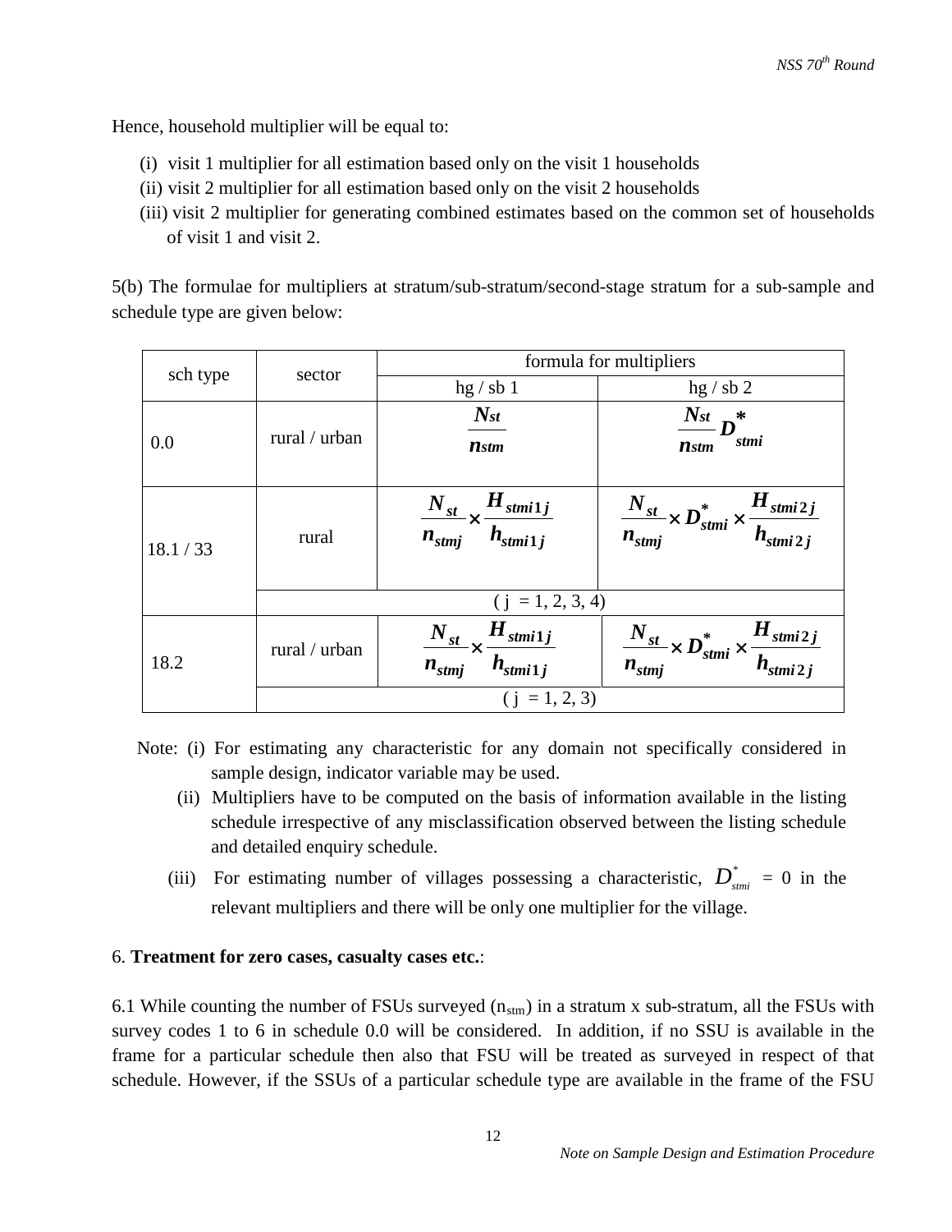Hence, household multiplier will be equal to:

(i) visit 1 multiplier for all estimation based only on the visit 1 households
(ii) visit 2 multiplier for all estimation based only on the visit 2 households
(iii) visit 2 multiplier for generating combined estimates based on the common set of households of visit 1 and visit 2.

5(b) The formulae for multipliers at stratum/sub-stratum/second-stage stratum for a sub-sample and schedule type are given below:

| sch type | sector | formula for multipliers | |
|---|---|---|---|
| | | hg / sb 1 | hg / sb 2 |
| 0.0 | rural / urban | $\frac{N_{st}}{n_{stm}}$ | $\frac{N_{st}}{n_{stm}} D^{*}_{stmi}$ |
| 18.1 / 33 | rural | $\frac{N_{st}}{n_{stmj}} \times \frac{H_{stmi1j}}{h_{stmi1j}}$ | $\frac{N_{st}}{n_{stmj}} \times D^{*}_{stmi} \times \frac{H_{stmi2j}}{h_{stmi2j}}$ |
| | ( j = 1, 2, 3, 4) | | |
| 18.2 | rural / urban | $\frac{N_{st}}{n_{stmj}} \times \frac{H_{stmi1j}}{h_{stmi1j}}$ | $\frac{N_{st}}{n_{stmj}} \times D^{*}_{stmi} \times \frac{H_{stmi2j}}{h_{stmi2j}}$ |
| | ( j = 1, 2, 3) | | |

Note: (i) For estimating any characteristic for any domain not specifically considered in sample design, indicator variable may be used.

(ii) Multipliers have to be computed on the basis of information available in the listing schedule irrespective of any misclassification observed between the listing schedule and detailed enquiry schedule.

(iii) For estimating number of villages possessing a characteristic, $D^{*}_{stmi}$ = 0 in the relevant multipliers and there will be only one multiplier for the village.

6. **Treatment for zero cases, casualty cases etc.**:

6.1 While counting the number of FSUs surveyed ($n_{stm}$) in a stratum x sub-stratum, all the FSUs with survey codes 1 to 6 in schedule 0.0 will be considered. In addition, if no SSU is available in the frame for a particular schedule then also that FSU will be treated as surveyed in respect of that schedule. However, if the SSUs of a particular schedule type are available in the frame of the FSU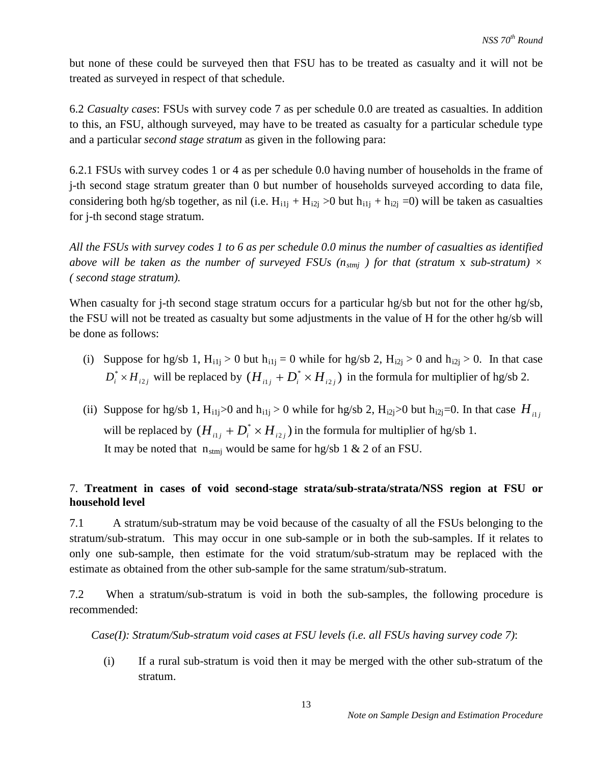but none of these could be surveyed then that FSU has to be treated as casualty and it will not be treated as surveyed in respect of that schedule.

6.2 *Casualty cases*: FSUs with survey code 7 as per schedule 0.0 are treated as casualties. In addition to this, an FSU, although surveyed, may have to be treated as casualty for a particular schedule type and a particular *second stage stratum* as given in the following para:

6.2.1 FSUs with survey codes 1 or 4 as per schedule 0.0 having number of households in the frame of j-th second stage stratum greater than 0 but number of households surveyed according to data file, considering both hg/sb together, as nil (i.e. $H_{i1j} + H_{i2j} > 0$ but $h_{i1j} + h_{i2j} = 0$) will be taken as casualties for j-th second stage stratum.

*All the FSUs with survey codes 1 to 6 as per schedule 0.0 minus the number of casualties as identified above will be taken as the number of surveyed FSUs ($n_{stmj}$ ) for that (stratum* x *sub-stratum) × ( second stage stratum).*

When casualty for j-th second stage stratum occurs for a particular hg/sb but not for the other hg/sb, the FSU will not be treated as casualty but some adjustments in the value of H for the other hg/sb will be done as follows:

(i) Suppose for hg/sb 1, $H_{i1j} > 0$ but $h_{i1j} = 0$ while for hg/sb 2, $H_{i2j} > 0$ and $h_{i2j} > 0$. In that case $D_i^* \times H_{i2j}$ will be replaced by $(H_{i1j} + D_i^* \times H_{i2j})$ in the formula for multiplier of hg/sb 2.

(ii) Suppose for hg/sb 1, $H_{i1j} > 0$ and $h_{i1j} > 0$ while for hg/sb 2, $H_{i2j} > 0$ but $h_{i2j} = 0$. In that case $H_{i1j}$ will be replaced by $(H_{i1j} + D_i^* \times H_{i2j})$ in the formula for multiplier of hg/sb 1.
It may be noted that $n_{stmj}$ would be same for hg/sb 1 & 2 of an FSU.

## 7. **Treatment in cases of void second-stage strata/sub-strata/strata/NSS region at FSU or household level**

7.1 A stratum/sub-stratum may be void because of the casualty of all the FSUs belonging to the stratum/sub-stratum. This may occur in one sub-sample or in both the sub-samples. If it relates to only one sub-sample, then estimate for the void stratum/sub-stratum may be replaced with the estimate as obtained from the other sub-sample for the same stratum/sub-stratum.

7.2 When a stratum/sub-stratum is void in both the sub-samples, the following procedure is recommended:

*Case(I): Stratum/Sub-stratum void cases at FSU levels (i.e. all FSUs having survey code 7)*:

(i) If a rural sub-stratum is void then it may be merged with the other sub-stratum of the stratum.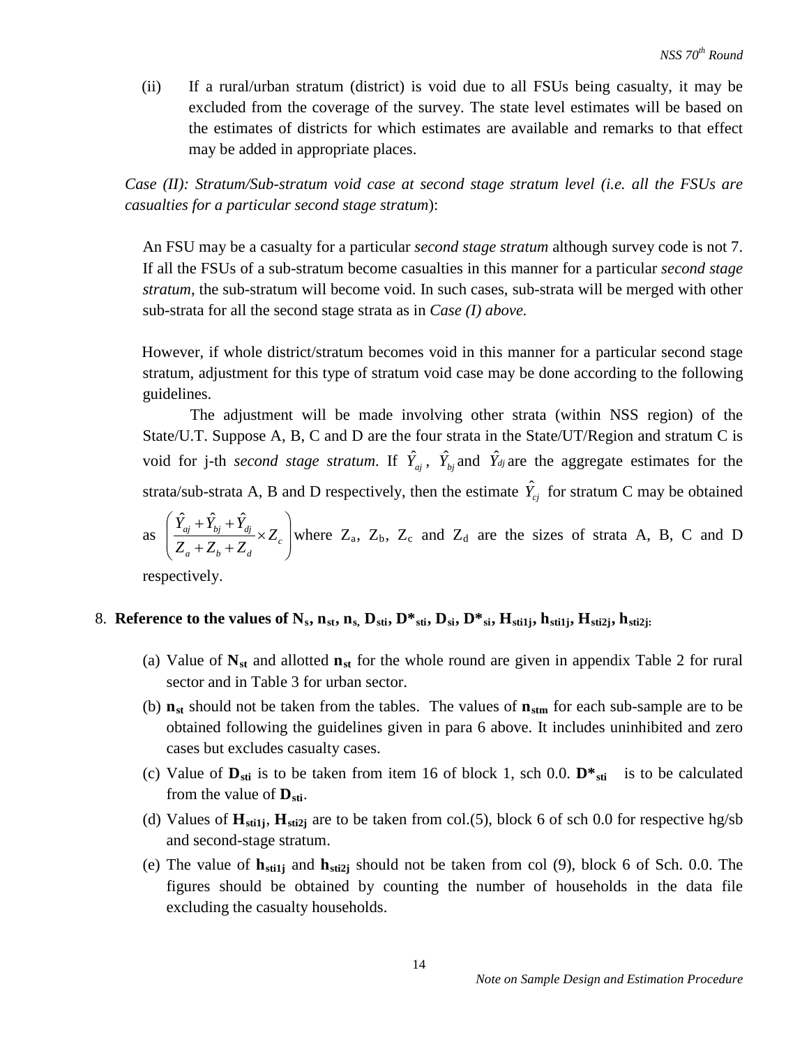(ii) If a rural/urban stratum (district) is void due to all FSUs being casualty, it may be excluded from the coverage of the survey. The state level estimates will be based on the estimates of districts for which estimates are available and remarks to that effect may be added in appropriate places.

*Case (II): Stratum/Sub-stratum void case at second stage stratum level (i.e. all the FSUs are casualties for a particular second stage stratum*):

An FSU may be a casualty for a particular *second stage stratum* although survey code is not 7. If all the FSUs of a sub-stratum become casualties in this manner for a particular *second stage stratum*, the sub-stratum will become void. In such cases, sub-strata will be merged with other sub-strata for all the second stage strata as in *Case (I) above.*

However, if whole district/stratum becomes void in this manner for a particular second stage stratum, adjustment for this type of stratum void case may be done according to the following guidelines.

The adjustment will be made involving other strata (within NSS region) of the State/U.T. Suppose A, B, C and D are the four strata in the State/UT/Region and stratum C is void for j-th *second stage stratum*. If $\hat{Y}_{aj}$, $\hat{Y}_{bj}$ and $\hat{Y}_{dj}$ are the aggregate estimates for the strata/sub-strata A, B and D respectively, then the estimate $\hat{Y}_{cj}$ for stratum C may be obtained as $\left( \dfrac{\hat{Y}_{aj} + \hat{Y}_{bj} + \hat{Y}_{dj}}{Z_a + Z_b + Z_d} \times Z_c \right)$ where $Z_a$, $Z_b$, $Z_c$ and $Z_d$ are the sizes of strata A, B, C and D respectively.

8. **Reference to the values of $N_s$, $n_{st}$, $n_s$, $D_{sti}$, $D^*_{sti}$, $D_{si}$, $D^*_{si}$, $H_{sti1j}$, $h_{sti1j}$, $H_{sti2j}$, $h_{sti2j}$:**

(a) Value of $N_{st}$ and allotted $n_{st}$ for the whole round are given in appendix Table 2 for rural sector and in Table 3 for urban sector.

(b) $n_{st}$ should not be taken from the tables. The values of $n_{stm}$ for each sub-sample are to be obtained following the guidelines given in para 6 above. It includes uninhibited and zero cases but excludes casualty cases.

(c) Value of $D_{sti}$ is to be taken from item 16 of block 1, sch 0.0. $D^*_{sti}$ is to be calculated from the value of $D_{sti}$.

(d) Values of $H_{sti1j}$, $H_{sti2j}$ are to be taken from col.(5), block 6 of sch 0.0 for respective hg/sb and second-stage stratum.

(e) The value of $h_{sti1j}$ and $h_{sti2j}$ should not be taken from col (9), block 6 of Sch. 0.0. The figures should be obtained by counting the number of households in the data file excluding the casualty households.